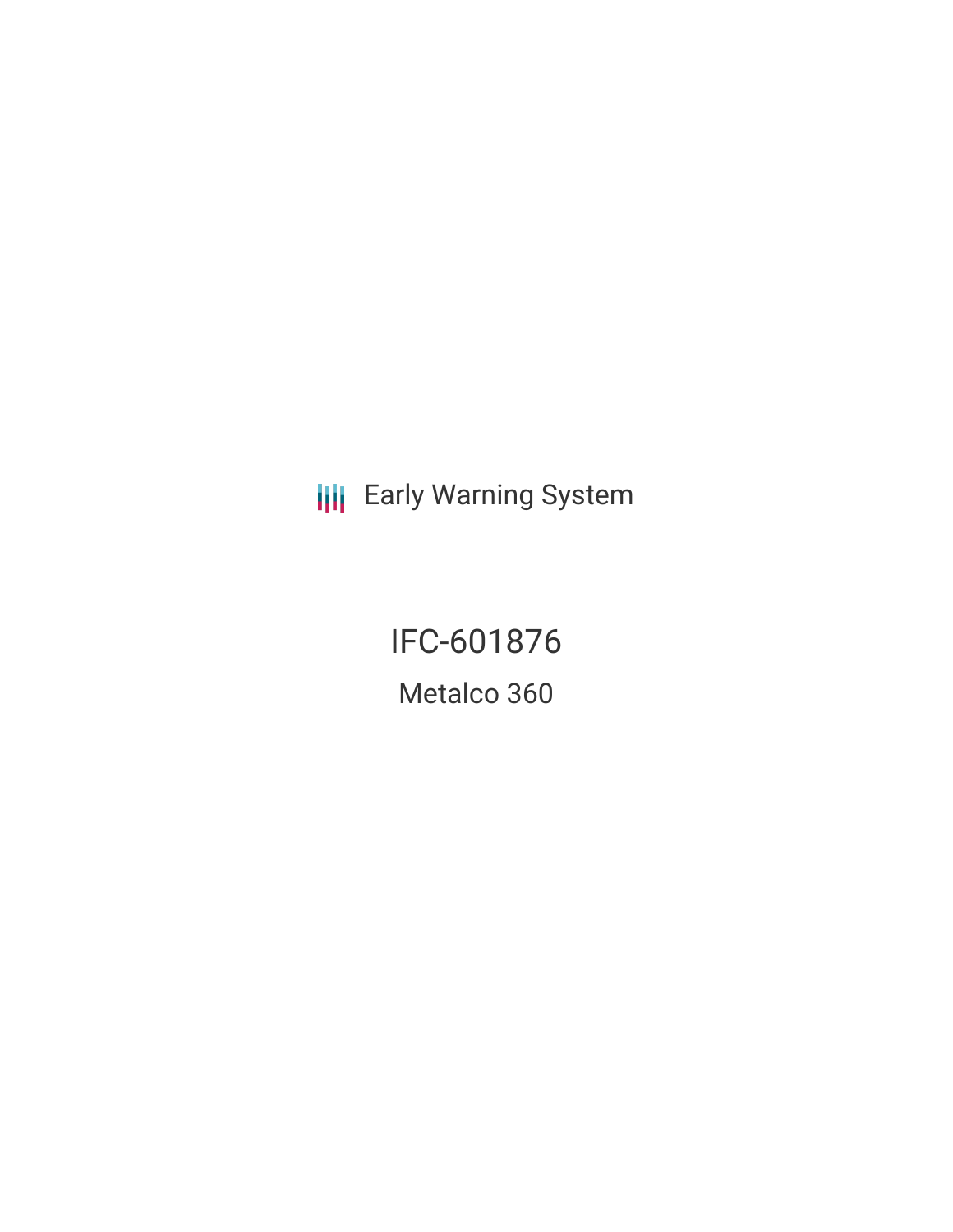Early Warning System

# IFC-601876

## Metalco 360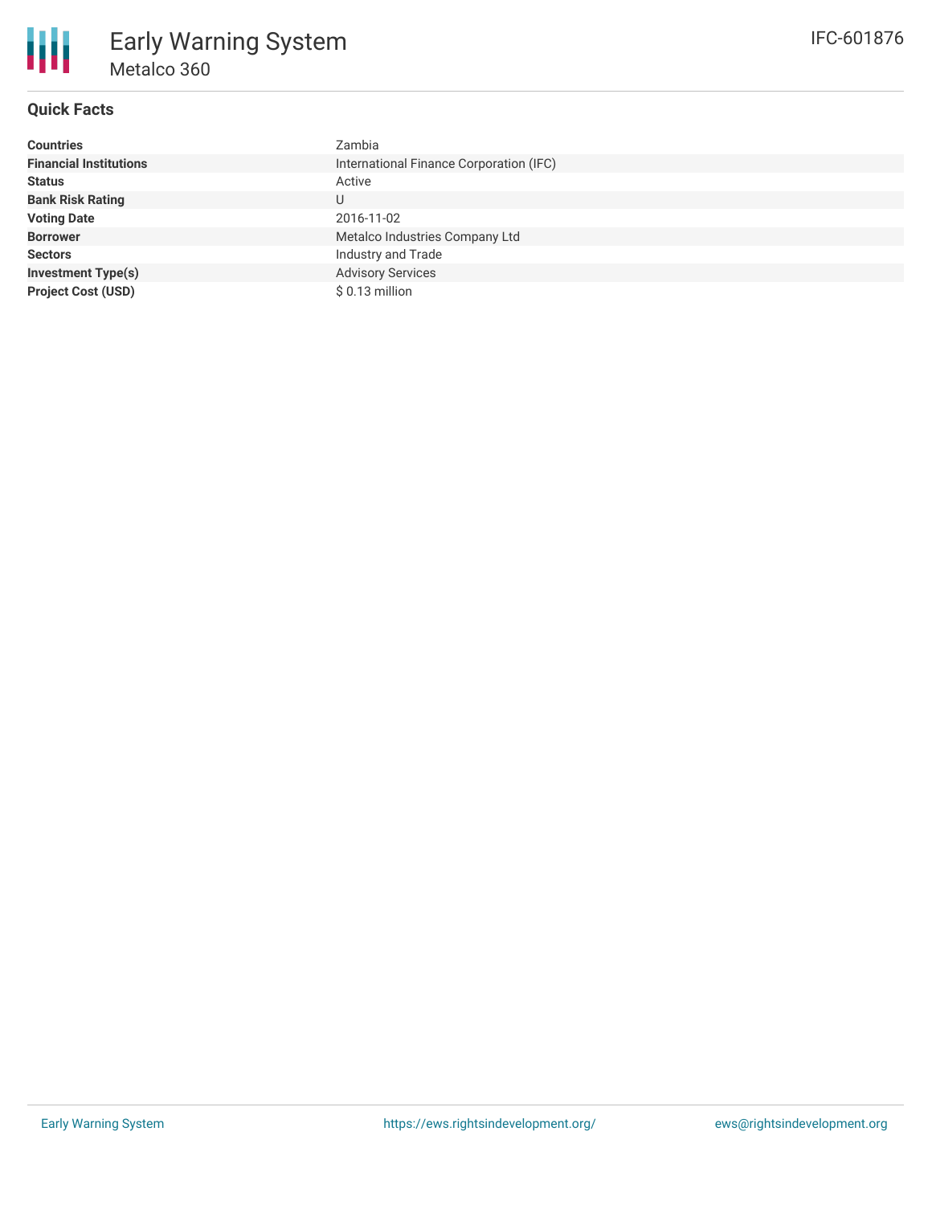# Early Warning System

## Metalco 360

IFC-601876

### Quick Facts

| | |
|---|---|
| **Countries** | Zambia |
| **Financial Institutions** | International Finance Corporation (IFC) |
| **Status** | Active |
| **Bank Risk Rating** | U |
| **Voting Date** | 2016-11-02 |
| **Borrower** | Metalco Industries Company Ltd |
| **Sectors** | Industry and Trade |
| **Investment Type(s)** | Advisory Services |
| **Project Cost (USD)** | $ 0.13 million |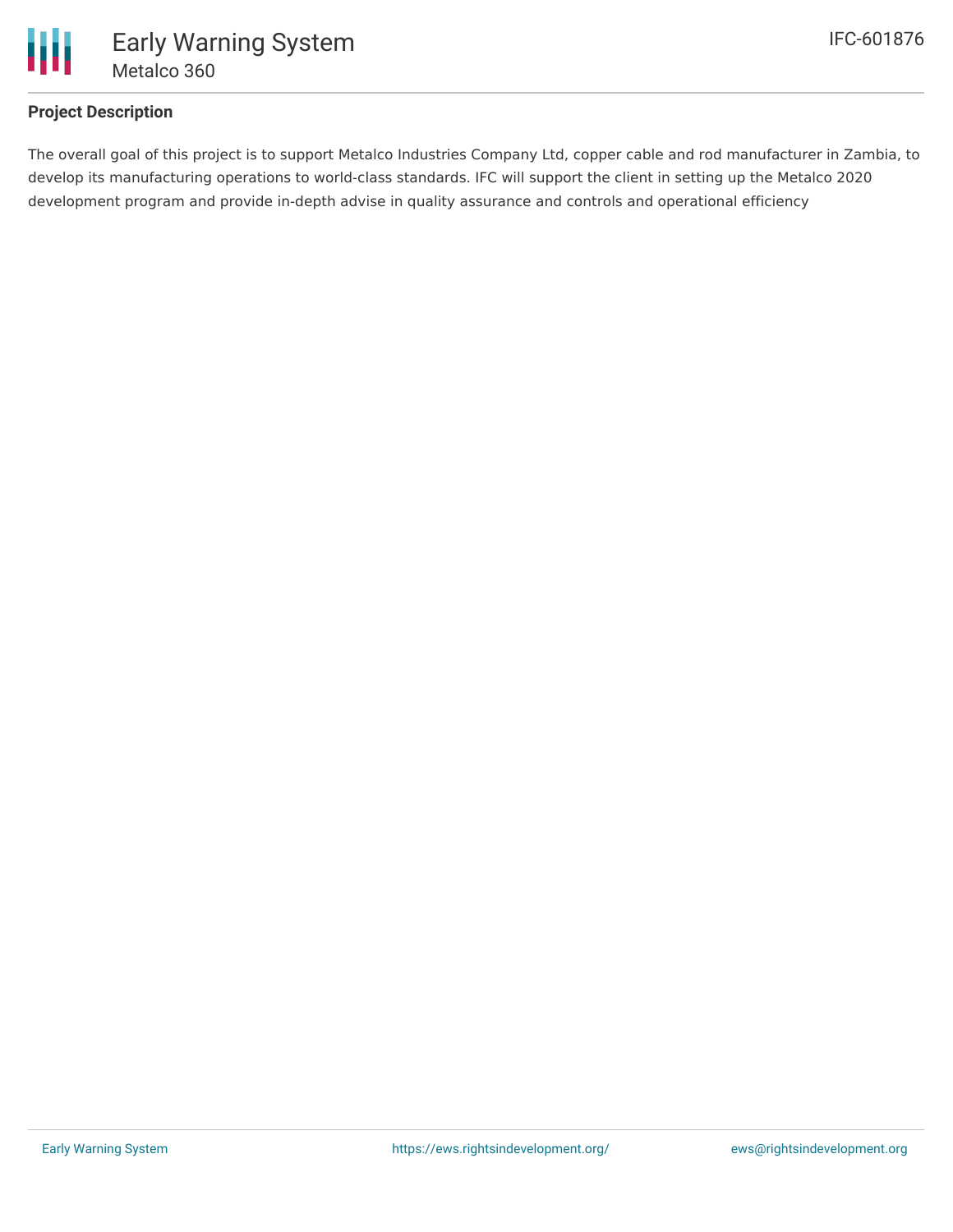## Project Description

The overall goal of this project is to support Metalco Industries Company Ltd, copper cable and rod manufacturer in Zambia, to develop its manufacturing operations to world-class standards. IFC will support the client in setting up the Metalco 2020 development program and provide in-depth advise in quality assurance and controls and operational efficiency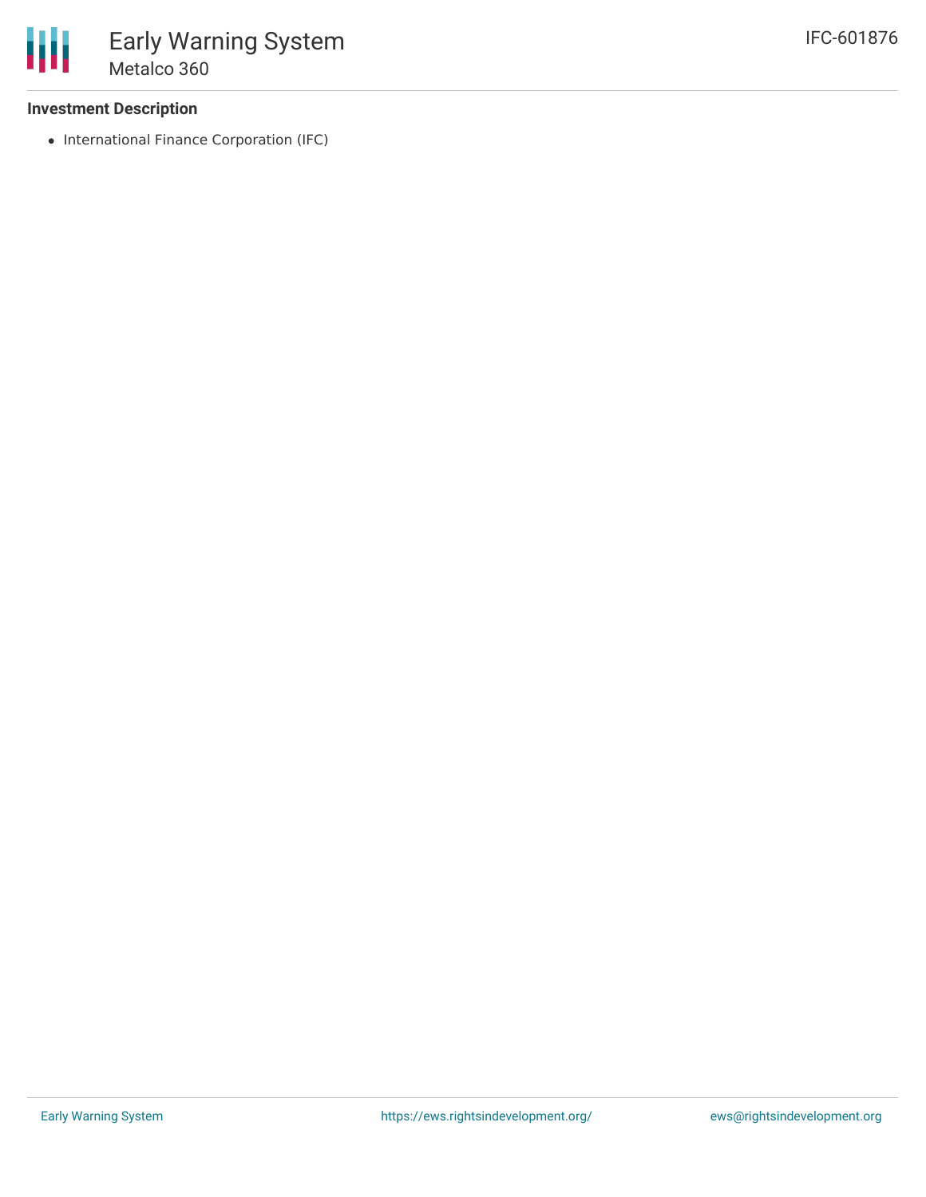### Investment Description

- International Finance Corporation (IFC)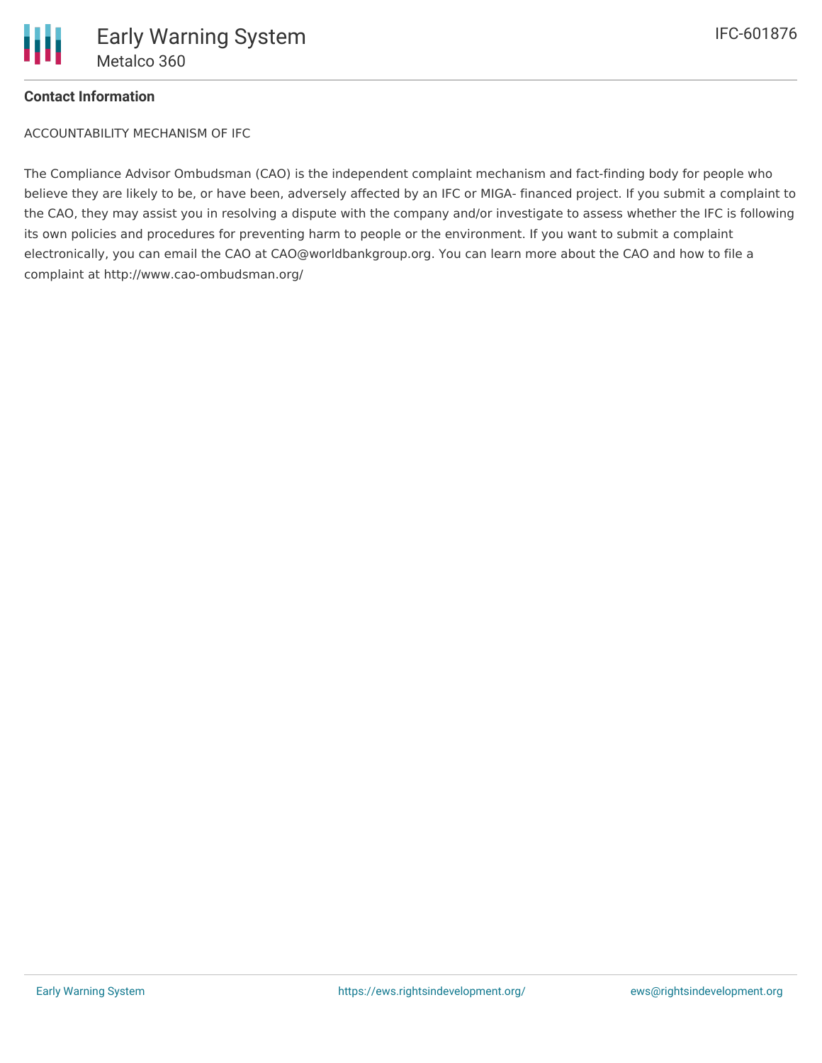**Contact Information**

ACCOUNTABILITY MECHANISM OF IFC

The Compliance Advisor Ombudsman (CAO) is the independent complaint mechanism and fact-finding body for people who believe they are likely to be, or have been, adversely affected by an IFC or MIGA- financed project. If you submit a complaint to the CAO, they may assist you in resolving a dispute with the company and/or investigate to assess whether the IFC is following its own policies and procedures for preventing harm to people or the environment. If you want to submit a complaint electronically, you can email the CAO at CAO@worldbankgroup.org. You can learn more about the CAO and how to file a complaint at http://www.cao-ombudsman.org/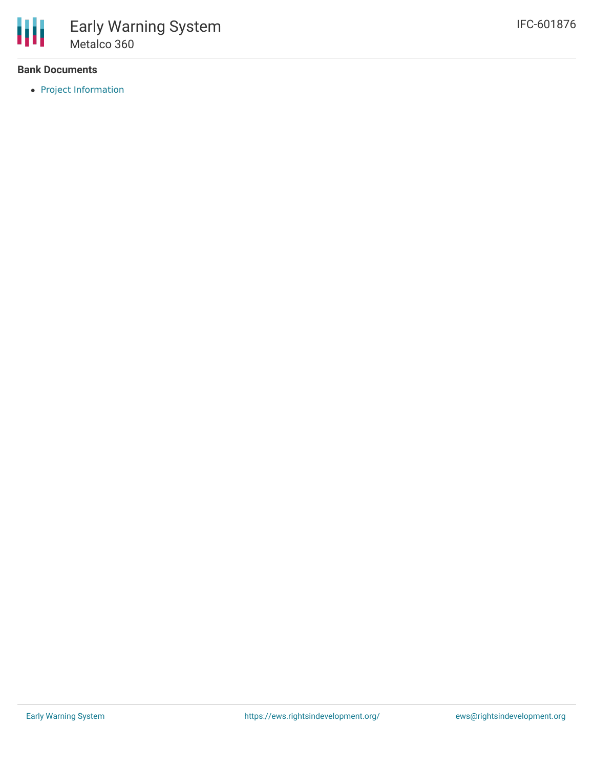**Bank Documents**

- Project Information